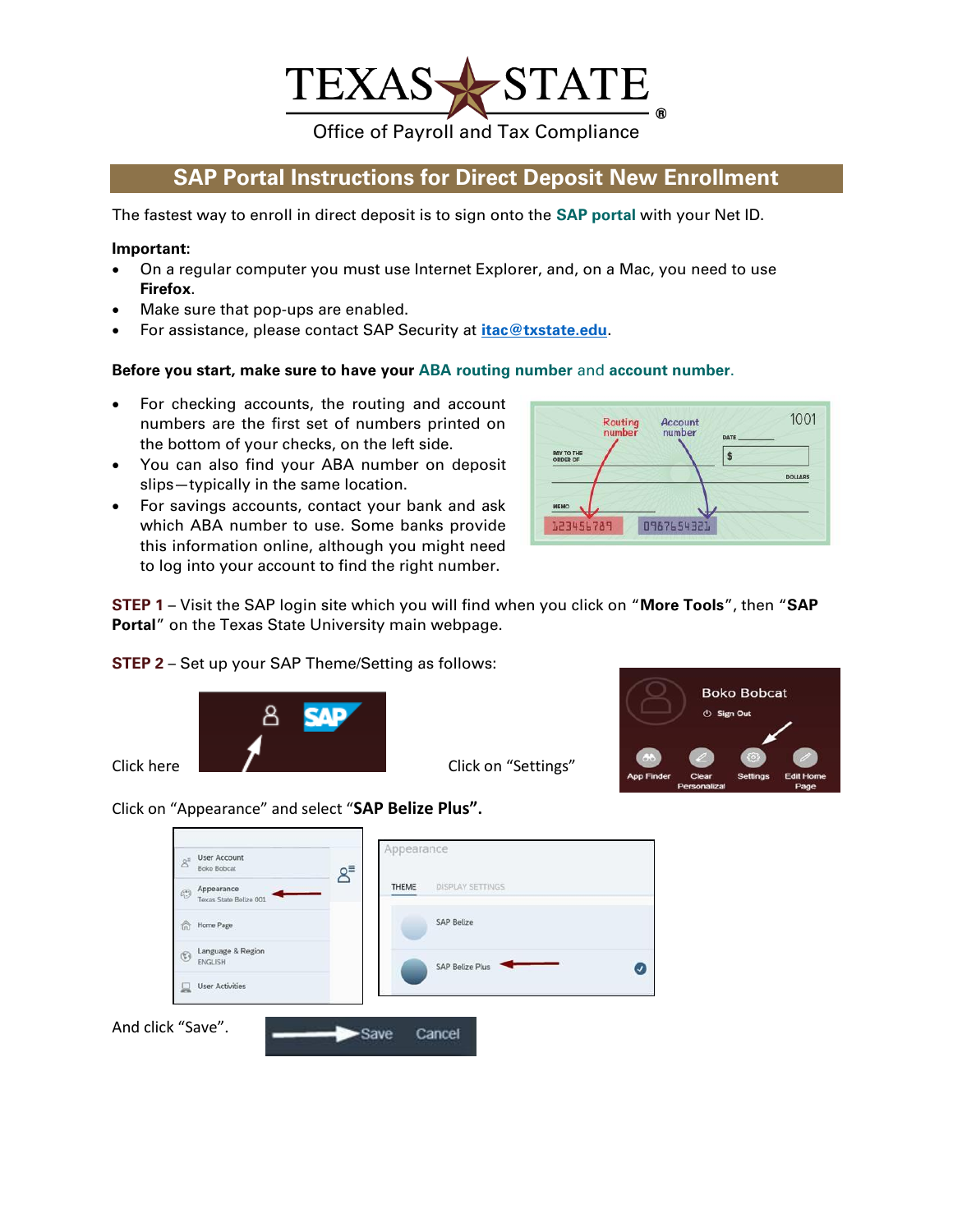# TEXAS STATE

Office of Payroll and Tax Compliance

## SAP Portal Instructions for Direct Deposit New Enrollment

The fastest way to enroll in direct deposit is to sign onto the **SAP portal** with your Net ID.

**Important:**

- On a regular computer you must use Internet Explorer, and, on a Mac, you need to use **Firefox**.
- Make sure that pop-ups are enabled.
- For assistance, please contact SAP Security at **itac@txstate.edu**.

**Before you start, make sure to have your ABA routing number and account number.**

- For checking accounts, the routing and account numbers are the first set of numbers printed on the bottom of your checks, on the left side.
- You can also find your ABA number on deposit slips—typically in the same location.
- For savings accounts, contact your bank and ask which ABA number to use. Some banks provide this information online, although you might need to log into your account to find the right number.

**STEP 1** – Visit the SAP login site which you will find when you click on "**More Tools**", then "**SAP Portal**" on the Texas State University main webpage.

**STEP 2** – Set up your SAP Theme/Setting as follows:

Click here

Click on "Settings"

Click on "Appearance" and select "**SAP Belize Plus".**

And click "Save".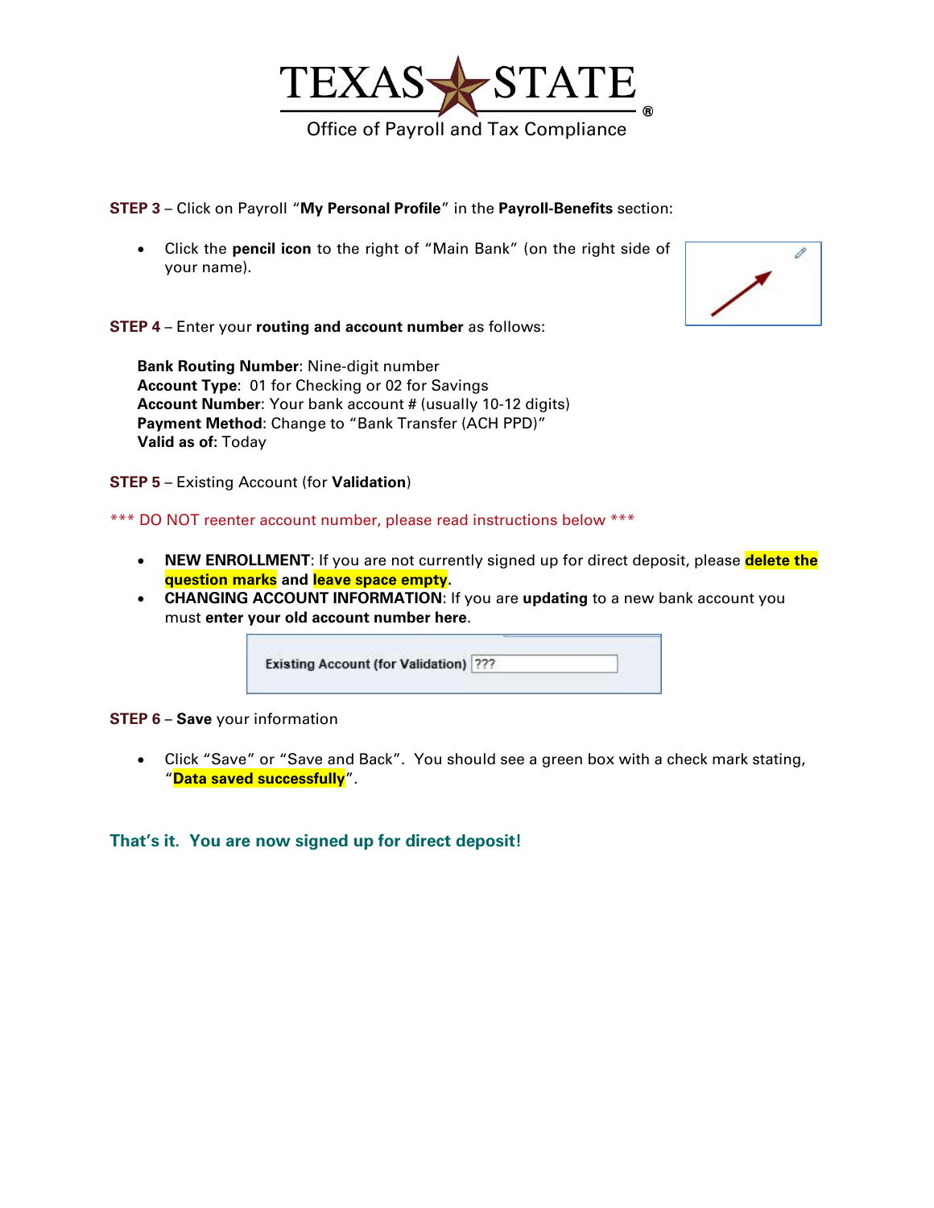**TEXAS STATE**

Office of Payroll and Tax Compliance

**STEP 3** – Click on Payroll "**My Personal Profile**" in the **Payroll-Benefits** section:

- Click the **pencil icon** to the right of "Main Bank" (on the right side of your name).

**STEP 4** – Enter your **routing and account number** as follows:

**Bank Routing Number**: Nine-digit number
**Account Type**: 01 for Checking or 02 for Savings
**Account Number**: Your bank account # (usually 10-12 digits)
**Payment Method**: Change to "Bank Transfer (ACH PPD)"
**Valid as of:** Today

**STEP 5** – Existing Account (for **Validation**)

*** DO NOT reenter account number, please read instructions below ***

- **NEW ENROLLMENT**: If you are not currently signed up for direct deposit, please **delete the question marks** and **leave space empty**.
- **CHANGING ACCOUNT INFORMATION**: If you are **updating** to a new bank account you must **enter your old account number here**.

Existing Account (for Validation) ???

**STEP 6** – **Save** your information

- Click "Save" or "Save and Back". You should see a green box with a check mark stating, "**Data saved successfully**".

**That's it. You are now signed up for direct deposit!**